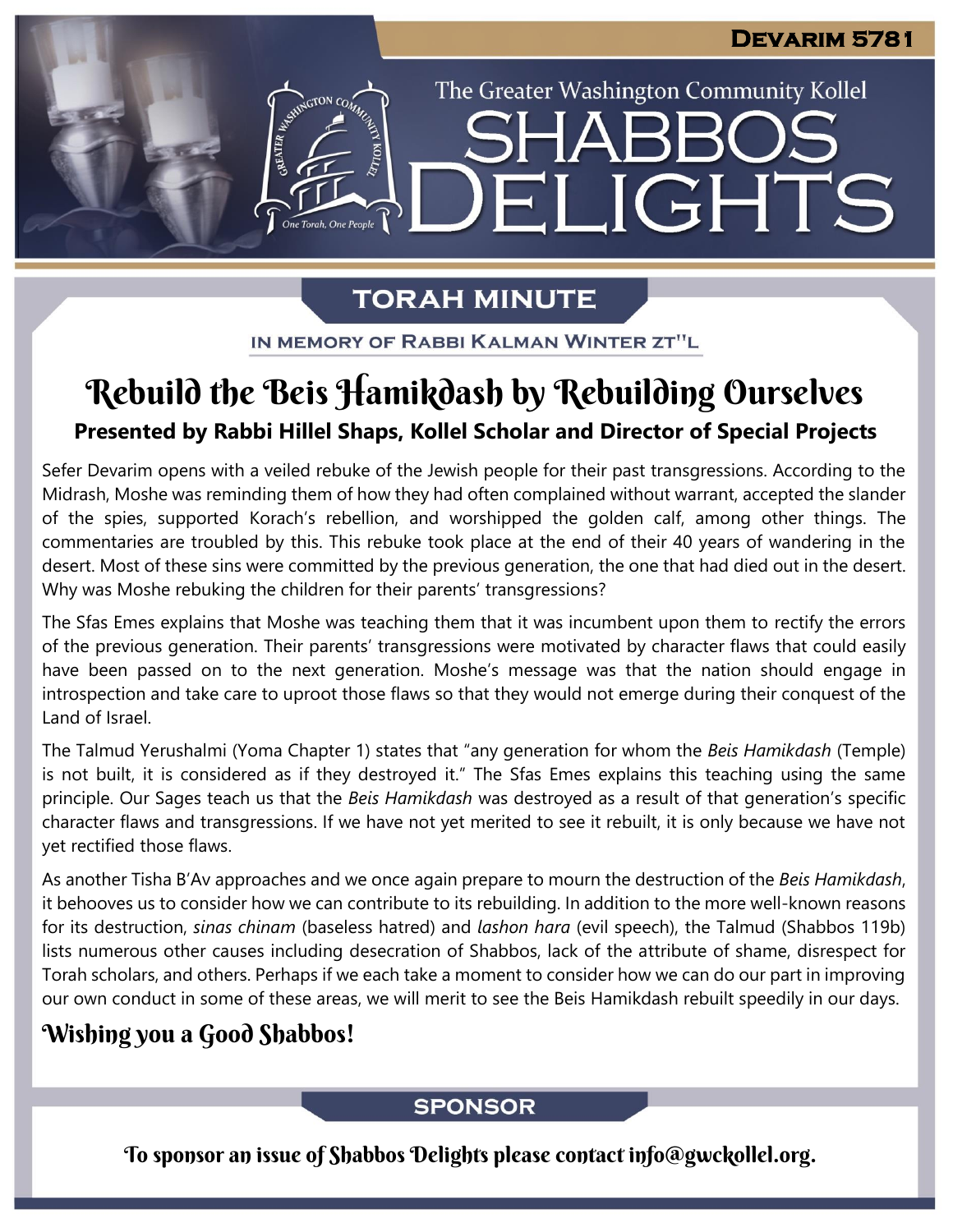Devarim 5781

The Greater Washington Community Kollel

# Shabbos Delights

## Torah Minute

In memory of Rabbi Kalman Winter zt"l

# Rebuild the Beis Hamikdash by Rebuilding Ourselves

**Presented by Rabbi Hillel Shaps, Kollel Scholar and Director of Special Projects**

Sefer Devarim opens with a veiled rebuke of the Jewish people for their past transgressions. According to the Midrash, Moshe was reminding them of how they had often complained without warrant, accepted the slander of the spies, supported Korach's rebellion, and worshipped the golden calf, among other things. The commentaries are troubled by this. This rebuke took place at the end of their 40 years of wandering in the desert. Most of these sins were committed by the previous generation, the one that had died out in the desert. Why was Moshe rebuking the children for their parents' transgressions?

The Sfas Emes explains that Moshe was teaching them that it was incumbent upon them to rectify the errors of the previous generation. Their parents' transgressions were motivated by character flaws that could easily have been passed on to the next generation. Moshe's message was that the nation should engage in introspection and take care to uproot those flaws so that they would not emerge during their conquest of the Land of Israel.

The Talmud Yerushalmi (Yoma Chapter 1) states that "any generation for whom the *Beis Hamikdash* (Temple) is not built, it is considered as if they destroyed it." The Sfas Emes explains this teaching using the same principle. Our Sages teach us that the *Beis Hamikdash* was destroyed as a result of that generation's specific character flaws and transgressions. If we have not yet merited to see it rebuilt, it is only because we have not yet rectified those flaws.

As another Tisha B'Av approaches and we once again prepare to mourn the destruction of the *Beis Hamikdash*, it behooves us to consider how we can contribute to its rebuilding. In addition to the more well-known reasons for its destruction, *sinas chinam* (baseless hatred) and *lashon hara* (evil speech), the Talmud (Shabbos 119b) lists numerous other causes including desecration of Shabbos, lack of the attribute of shame, disrespect for Torah scholars, and others. Perhaps if we each take a moment to consider how we can do our part in improving our own conduct in some of these areas, we will merit to see the Beis Hamikdash rebuilt speedily in our days.

## Wishing you a Good Shabbos!

## Sponsor

To sponsor an issue of Shabbos Delights please contact info@gwckollel.org.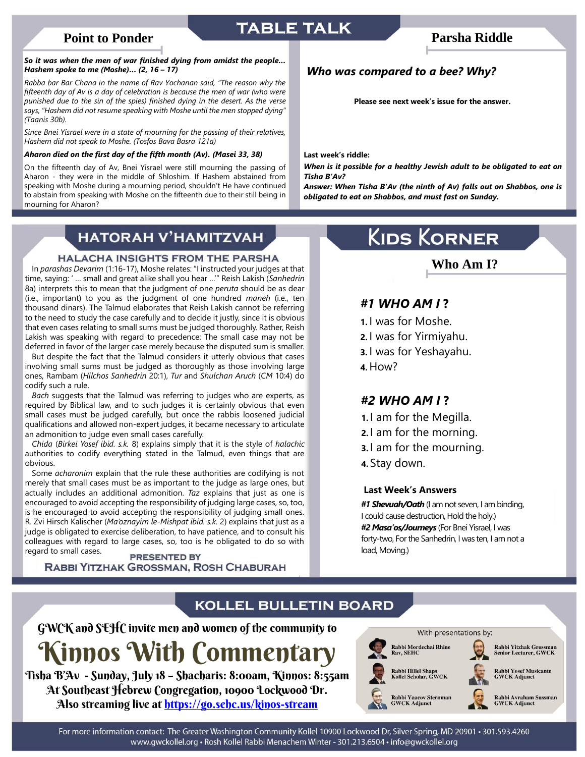# TABLE TALK

## Point to Ponder

***So it was when the men of war finished dying from amidst the people... Hashem spoke to me (Moshe)... (2, 16 – 17)***

*Rabba bar Bar Chana in the name of Rav Yochanan said, "The reason why the fifteenth day of Av is a day of celebration is because the men of war (who were punished due to the sin of the spies) finished dying in the desert. As the verse says, "Hashem did not resume speaking with Moshe until the men stopped dying" (Taanis 30b).*

*Since Bnei Yisrael were in a state of mourning for the passing of their relatives, Hashem did not speak to Moshe. (Tosfos Bava Basra 121a)*

***Aharon died on the first day of the fifth month (Av). (Masei 33, 38)***

On the fifteenth day of Av, Bnei Yisrael were still mourning the passing of Aharon - they were in the middle of Shloshim. If Hashem abstained from speaking with Moshe during a mourning period, shouldn't He have continued to abstain from speaking with Moshe on the fifteenth due to their still being in mourning for Aharon?

## Parsha Riddle

***Who was compared to a bee? Why?***

**Please see next week's issue for the answer.**

**Last week's riddle:**

***When is it possible for a healthy Jewish adult to be obligated to eat on Tisha B'Av?***

***Answer: When Tisha B'Av (the ninth of Av) falls out on Shabbos, one is obligated to eat on Shabbos, and must fast on Sunday.***

# HATORAH V'HAMITZVAH

## HALACHA INSIGHTS FROM THE PARSHA

In *parashas Devarim* (1:16-17), Moshe relates: "I instructed your judges at that time, saying: ' … small and great alike shall you hear …'" Reish Lakish (*Sanhedrin* 8a) interprets this to mean that the judgment of one *peruta* should be as dear (i.e., important) to you as the judgment of one hundred *maneh* (i.e., ten thousand dinars). The Talmud elaborates that Reish Lakish cannot be referring to the need to study the case carefully and to decide it justly, since it is obvious that even cases relating to small sums must be judged thoroughly. Rather, Reish Lakish was speaking with regard to precedence: The small case may not be deferred in favor of the larger case merely because the disputed sum is smaller.

But despite the fact that the Talmud considers it utterly obvious that cases involving small sums must be judged as thoroughly as those involving large ones, Rambam (*Hilchos Sanhedrin* 20:1), *Tur* and *Shulchan Aruch* (*CM* 10:4) do codify such a rule.

*Bach* suggests that the Talmud was referring to judges who are experts, as required by Biblical law, and to such judges it is certainly obvious that even small cases must be judged carefully, but once the rabbis loosened judicial qualifications and allowed non-expert judges, it became necessary to articulate an admonition to judge even small cases carefully.

*Chida* (*Birkei Yosef ibid. s.k.* 8) explains simply that it is the style of *halachic* authorities to codify everything stated in the Talmud, even things that are obvious.

Some *acharonim* explain that the rule these authorities are codifying is not merely that small cases must be as important to the judge as large ones, but actually includes an additional admonition. *Taz* explains that just as one is encouraged to avoid accepting the responsibility of judging large cases, so, too, is he encouraged to avoid accepting the responsibility of judging small ones. R. Zvi Hirsch Kalischer (*Ma'oznayim le-Mishpat ibid. s.k.* 2) explains that just as a judge is obligated to exercise deliberation, to have patience, and to consult his colleagues with regard to large cases, so, too is he obligated to do so with regard to small cases.

PRESENTED BY
RABBI YITZHAK GROSSMAN, ROSH CHABURAH

# KIDS KORNER

## Who Am I?

### #1 WHO AM I ?

1. I was for Moshe.
2. I was for Yirmiyahu.
3. I was for Yeshayahu.
4. How?

### #2 WHO AM I ?

1. I am for the Megilla.
2. I am for the morning.
3. I am for the mourning.
4. Stay down.

**Last Week's Answers**

***#1 Shevuah/Oath*** (I am not seven, I am binding, I could cause destruction, Hold the holy.)
***#2 Masa'os/Journeys*** (For Bnei Yisrael, I was forty-two, For the Sanhedrin, I was ten, I am not a load, Moving.)

# KOLLEL BULLETIN BOARD

GWCK and SEHC invite men and women of the community to

## Kinnos With Commentary

**Tisha B'Av - Sunday, July 18 – Shacharis: 8:00am, Kinnos: 8:55am**
**At Southeast Hebrew Congregation, 10900 Lockwood Dr.**
**Also streaming live at https://go.sehc.us/kinos-stream**

With presentations by:

- Rabbi Mordechai Rhine, Rav, SEHC
- Rabbi Yitzchak Grossman, Senior Lecturer, GWCK
- Rabbi Hillel Shaps, Kollel Scholar, GWCK
- Rabbi Yosef Musicante, GWCK Adjunct
- Rabbi Yaacov Sternman, GWCK Adjunct
- Rabbi Avraham Sussman, GWCK Adjunct

For more information contact: The Greater Washington Community Kollel 10900 Lockwood Dr, Silver Spring, MD 20901 • 301.593.4260
www.gwckollel.org • Rosh Kollel Rabbi Menachem Winter - 301.213.6504 • info@gwckollel.org